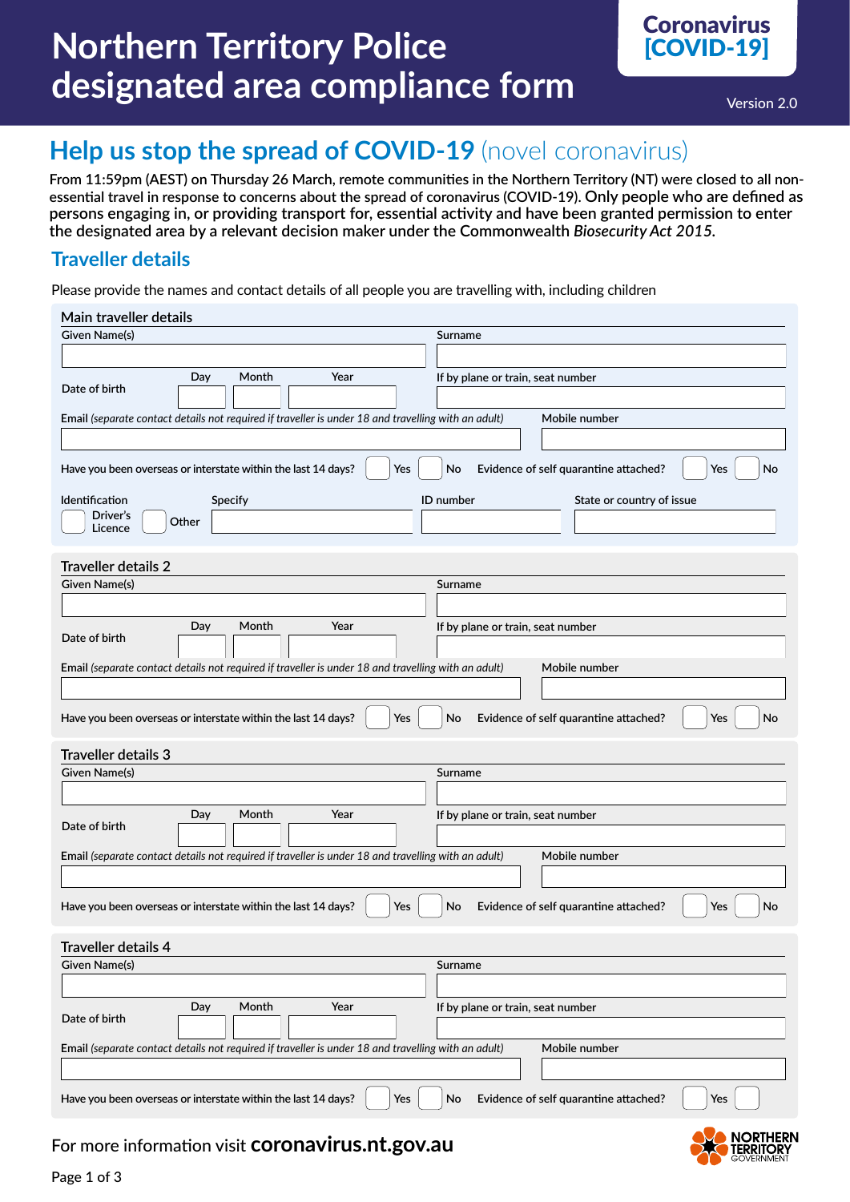# Northern Territory Police designated area compliance form

**Coronavirus [COVID-19]**

Version 2.0

## Help us stop the spread of COVID-19 (novel coronavirus)

**From 11:59pm (AEST) on Thursday 26 March, remote communities in the Northern Territory (NT) were closed to all non-essential travel in response to concerns about the spread of coronavirus (COVID-19). Only people who are defined as persons engaging in, or providing transport for, essential activity and have been granted permission to enter the designated area by a relevant decision maker under the Commonwealth *Biosecurity Act 2015*.**

## Traveller details

Please provide the names and contact details of all people you are travelling with, including children

### Main traveller details

Given Name(s) | Surname

Date of birth: Day | Month | Year

If by plane or train, seat number

Email *(separate contact details not required if traveller is under 18 and travelling with an adult)*

Mobile number

Have you been overseas or interstate within the last 14 days? ☐ Yes ☐ No

Evidence of self quarantine attached? ☐ Yes ☐ No

Identification: ☐ Driver's Licence ☐ Other

Specify | ID number | State or country of issue

### Traveller details 2

Given Name(s) | Surname

Date of birth: Day | Month | Year

If by plane or train, seat number

Email *(separate contact details not required if traveller is under 18 and travelling with an adult)*

Mobile number

Have you been overseas or interstate within the last 14 days? ☐ Yes ☐ No

Evidence of self quarantine attached? ☐ Yes ☐ No

### Traveller details 3

Given Name(s) | Surname

Date of birth: Day | Month | Year

If by plane or train, seat number

Email *(separate contact details not required if traveller is under 18 and travelling with an adult)*

Mobile number

Have you been overseas or interstate within the last 14 days? ☐ Yes ☐ No

Evidence of self quarantine attached? ☐ Yes ☐ No

### Traveller details 4

Given Name(s) | Surname

Date of birth: Day | Month | Year

If by plane or train, seat number

Email *(separate contact details not required if traveller is under 18 and travelling with an adult)*

Mobile number

Have you been overseas or interstate within the last 14 days? ☐ Yes ☐ No

Evidence of self quarantine attached? ☐ Yes ☐

For more information visit **coronavirus.nt.gov.au**

NORTHERN TERRITORY GOVERNMENT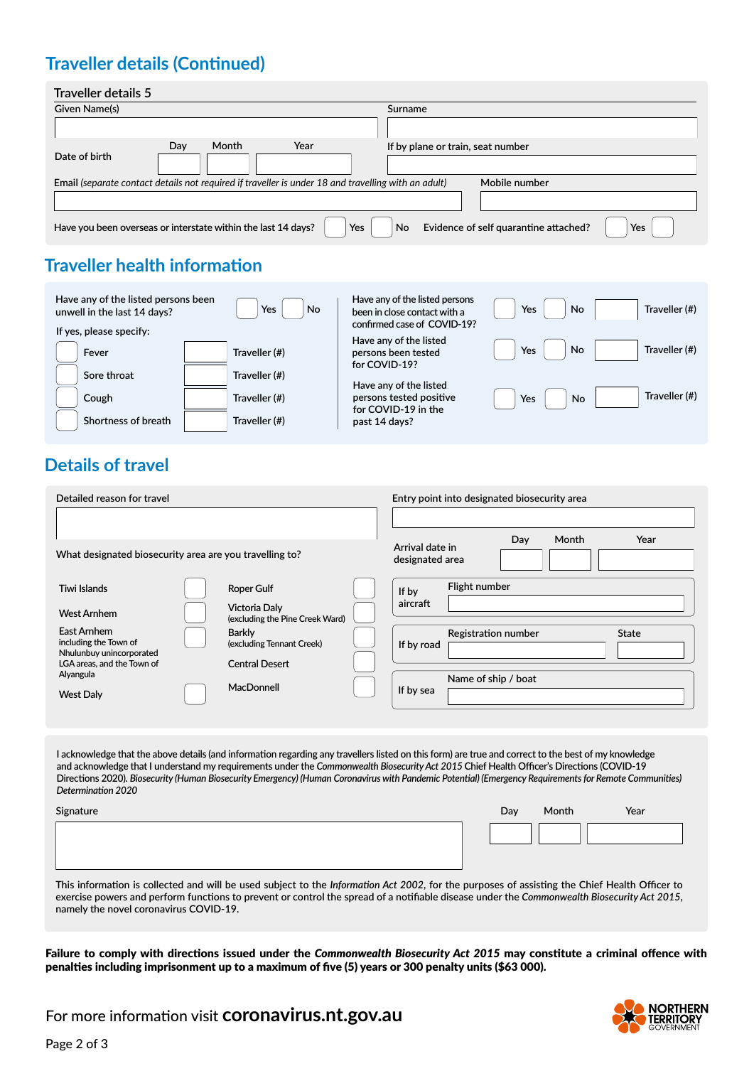## Traveller details (Continued)

### Traveller details 5

| | |
|---|---|
| Given Name(s) | Surname |
| Date of birth: Day / Month / Year | If by plane or train, seat number |
| Email *(separate contact details not required if traveller is under 18 and travelling with an adult)* | Mobile number |

Have you been overseas or interstate within the last 14 days? ☐ Yes ☐ No

Evidence of self quarantine attached? ☐ Yes ☐

## Traveller health information

Have any of the listed persons been unwell in the last 14 days? ☐ Yes ☐ No

If yes, please specify:

| | |
|---|---|
| ☐ Fever | Traveller (#) |
| ☐ Sore throat | Traveller (#) |
| ☐ Cough | Traveller (#) |
| ☐ Shortness of breath | Traveller (#) |

| | | |
|---|---|---|
| Have any of the listed persons been in close contact with a confirmed case of COVID-19? | ☐ Yes ☐ No | Traveller (#) |
| Have any of the listed persons been tested for COVID-19? | ☐ Yes ☐ No | Traveller (#) |
| Have any of the listed persons tested positive for COVID-19 in the past 14 days? | ☐ Yes ☐ No | Traveller (#) |

## Details of travel

Detailed reason for travel

Entry point into designated biosecurity area

What designated biosecurity area are you travelling to?

| | |
|---|---|
| ☐ Tiwi Islands | ☐ Roper Gulf |
| ☐ West Arnhem | ☐ Victoria Daly (excluding the Pine Creek Ward) |
| ☐ East Arnhem including the Town of Nhulunbuy unincorporated LGA areas, and the Town of Alyangula | ☐ Barkly (excluding Tennant Creek) |
| | ☐ Central Desert |
| ☐ West Daly | ☐ MacDonnell |

Arrival date in designated area: Day / Month / Year

| | | |
|---|---|---|
| If by aircraft | Flight number | |
| If by road | Registration number | State |
| If by sea | Name of ship / boat | |

I acknowledge that the above details (and information regarding any travellers listed on this form) are true and correct to the best of my knowledge and acknowledge that I understand my requirements under the *Commonwealth Biosecurity Act 2015* Chief Health Officer's Directions (COVID-19 Directions 2020). *Biosecurity (Human Biosecurity Emergency) (Human Coronavirus with Pandemic Potential) (Emergency Requirements for Remote Communities) Determination 2020*

Signature

Day / Month / Year

This information is collected and will be used subject to the *Information Act 2002*, for the purposes of assisting the Chief Health Officer to exercise powers and perform functions to prevent or control the spread of a notifiable disease under the *Commonwealth Biosecurity Act 2015*, namely the novel coronavirus COVID-19.

**Failure to comply with directions issued under the *Commonwealth Biosecurity Act 2015* may constitute a criminal offence with penalties including imprisonment up to a maximum of five (5) years or 300 penalty units ($63 000).**

For more information visit **coronavirus.nt.gov.au**

NORTHERN TERRITORY GOVERNMENT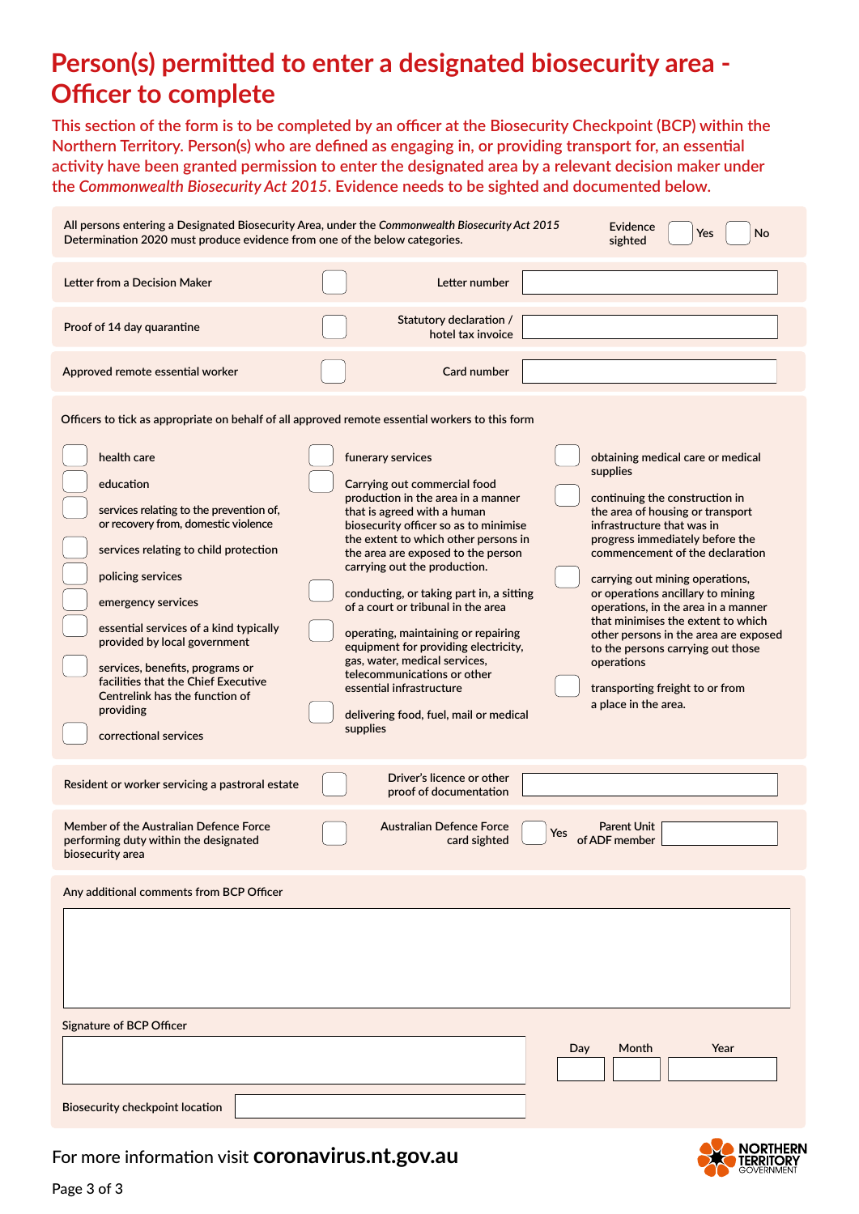# Person(s) permitted to enter a designated biosecurity area - Officer to complete

This section of the form is to be completed by an officer at the Biosecurity Checkpoint (BCP) within the Northern Territory. Person(s) who are defined as engaging in, or providing transport for, an essential activity have been granted permission to enter the designated area by a relevant decision maker under the *Commonwealth Biosecurity Act 2015*. Evidence needs to be sighted and documented below.

All persons entering a Designated Biosecurity Area, under the *Commonwealth Biosecurity Act 2015* Determination 2020 must produce evidence from one of the below categories.

Evidence sighted ☐ Yes ☐ No

| | | | |
|---|---|---|---|
| Letter from a Decision Maker | ☐ | Letter number | |
| Proof of 14 day quarantine | ☐ | Statutory declaration / hotel tax invoice | |
| Approved remote essential worker | ☐ | Card number | |

Officers to tick as appropriate on behalf of all approved remote essential workers to this form

- ☐ health care
- ☐ education
- ☐ services relating to the prevention of, or recovery from, domestic violence
- ☐ services relating to child protection
- ☐ policing services
- ☐ emergency services
- ☐ essential services of a kind typically provided by local government
- ☐ services, benefits, programs or facilities that the Chief Executive Centrelink has the function of providing
- ☐ correctional services
- ☐ funerary services
- ☐ Carrying out commercial food production in the area in a manner that is agreed with a human biosecurity officer so as to minimise the extent to which other persons in the area are exposed to the person carrying out the production.
- ☐ conducting, or taking part in, a sitting of a court or tribunal in the area
- ☐ operating, maintaining or repairing equipment for providing electricity, gas, water, medical services, telecommunications or other essential infrastructure
- ☐ delivering food, fuel, mail or medical supplies
- ☐ obtaining medical care or medical supplies
- ☐ continuing the construction in the area of housing or transport infrastructure that was in progress immediately before the commencement of the declaration
- ☐ carrying out mining operations, or operations ancillary to mining operations, in the area in a manner that minimises the extent to which other persons in the area are exposed to the persons carrying out those operations
- ☐ transporting freight to or from a place in the area.

| | | | |
|---|---|---|---|
| Resident or worker servicing a pastoral estate | ☐ | Driver's licence or other proof of documentation | |
| Member of the Australian Defence Force performing duty within the designated biosecurity area | ☐ | Australian Defence Force card sighted ☐ Yes | Parent Unit of ADF member: |

Any additional comments from BCP Officer

Signature of BCP Officer

Day / Month / Year

Biosecurity checkpoint location

For more information visit **coronavirus.nt.gov.au**

NORTHERN TERRITORY GOVERNMENT